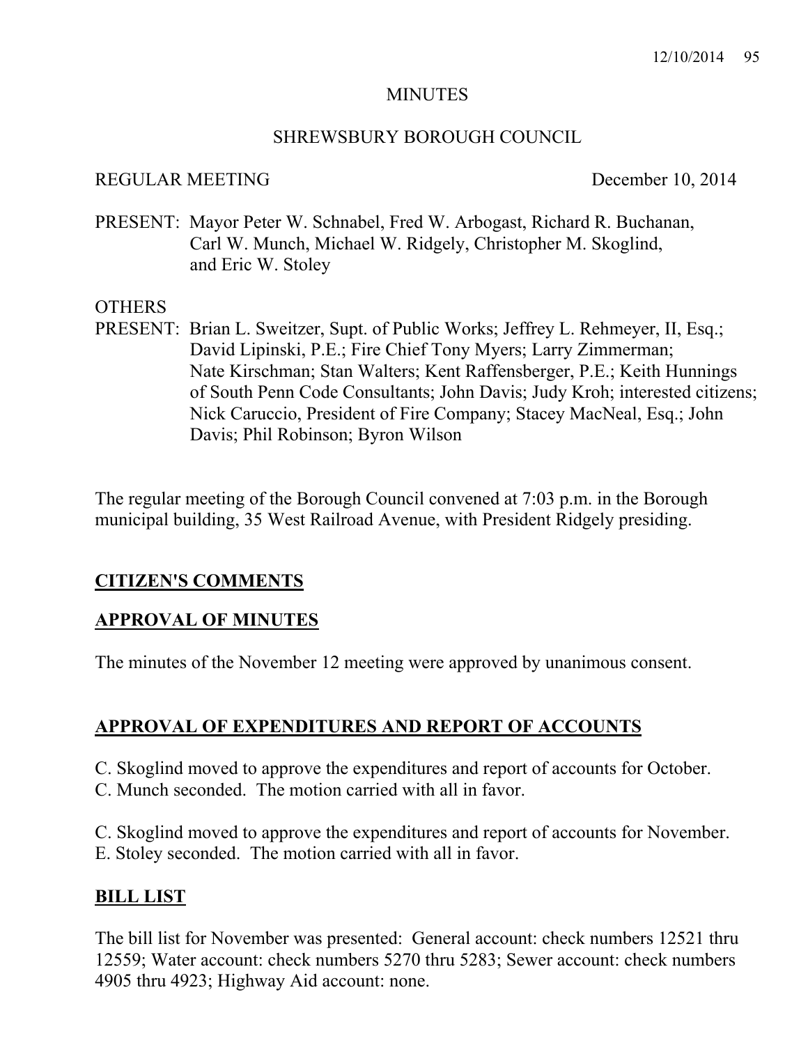MINUTES

SHREWSBURY BOROUGH COUNCIL

REGULAR MEETING December 10, 2014

PRESENT: Mayor Peter W. Schnabel, Fred W. Arbogast, Richard R. Buchanan, Carl W. Munch, Michael W. Ridgely, Christopher M. Skoglind, and Eric W. Stoley

OTHERS
PRESENT: Brian L. Sweitzer, Supt. of Public Works; Jeffrey L. Rehmeyer, II, Esq.; David Lipinski, P.E.; Fire Chief Tony Myers; Larry Zimmerman; Nate Kirschman; Stan Walters; Kent Raffensberger, P.E.; Keith Hunnings of South Penn Code Consultants; John Davis; Judy Kroh; interested citizens; Nick Caruccio, President of Fire Company; Stacey MacNeal, Esq.; John Davis; Phil Robinson; Byron Wilson

The regular meeting of the Borough Council convened at 7:03 p.m. in the Borough municipal building, 35 West Railroad Avenue, with President Ridgely presiding.

## CITIZEN'S COMMENTS

## APPROVAL OF MINUTES

The minutes of the November 12 meeting were approved by unanimous consent.

## APPROVAL OF EXPENDITURES AND REPORT OF ACCOUNTS

C. Skoglind moved to approve the expenditures and report of accounts for October.
C. Munch seconded. The motion carried with all in favor.

C. Skoglind moved to approve the expenditures and report of accounts for November.
E. Stoley seconded. The motion carried with all in favor.

## BILL LIST

The bill list for November was presented: General account: check numbers 12521 thru 12559; Water account: check numbers 5270 thru 5283; Sewer account: check numbers 4905 thru 4923; Highway Aid account: none.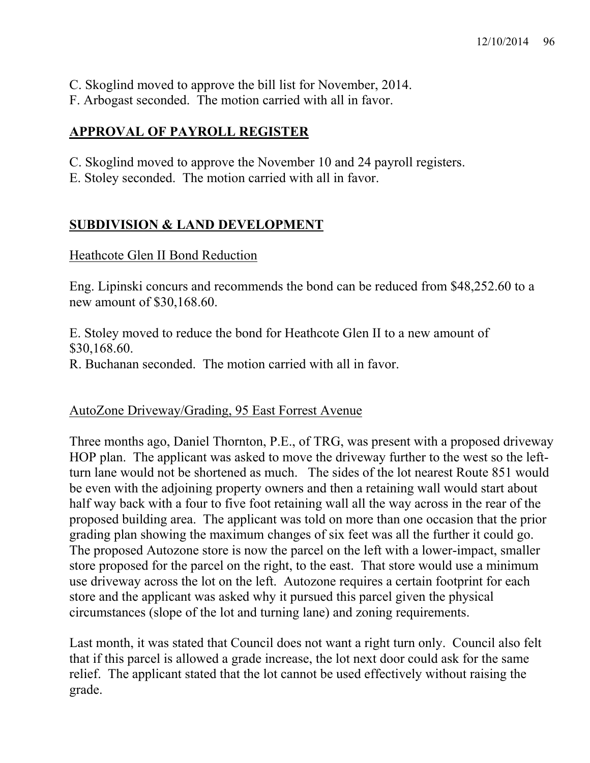C. Skoglind moved to approve the bill list for November, 2014.
F. Arbogast seconded. The motion carried with all in favor.

## APPROVAL OF PAYROLL REGISTER

C. Skoglind moved to approve the November 10 and 24 payroll registers.
E. Stoley seconded. The motion carried with all in favor.

## SUBDIVISION & LAND DEVELOPMENT

### Heathcote Glen II Bond Reduction

Eng. Lipinski concurs and recommends the bond can be reduced from $48,252.60 to a new amount of $30,168.60.

E. Stoley moved to reduce the bond for Heathcote Glen II to a new amount of $30,168.60.
R. Buchanan seconded. The motion carried with all in favor.

### AutoZone Driveway/Grading, 95 East Forrest Avenue

Three months ago, Daniel Thornton, P.E., of TRG, was present with a proposed driveway HOP plan. The applicant was asked to move the driveway further to the west so the left-turn lane would not be shortened as much. The sides of the lot nearest Route 851 would be even with the adjoining property owners and then a retaining wall would start about half way back with a four to five foot retaining wall all the way across in the rear of the proposed building area. The applicant was told on more than one occasion that the prior grading plan showing the maximum changes of six feet was all the further it could go. The proposed Autozone store is now the parcel on the left with a lower-impact, smaller store proposed for the parcel on the right, to the east. That store would use a minimum use driveway across the lot on the left. Autozone requires a certain footprint for each store and the applicant was asked why it pursued this parcel given the physical circumstances (slope of the lot and turning lane) and zoning requirements.

Last month, it was stated that Council does not want a right turn only. Council also felt that if this parcel is allowed a grade increase, the lot next door could ask for the same relief. The applicant stated that the lot cannot be used effectively without raising the grade.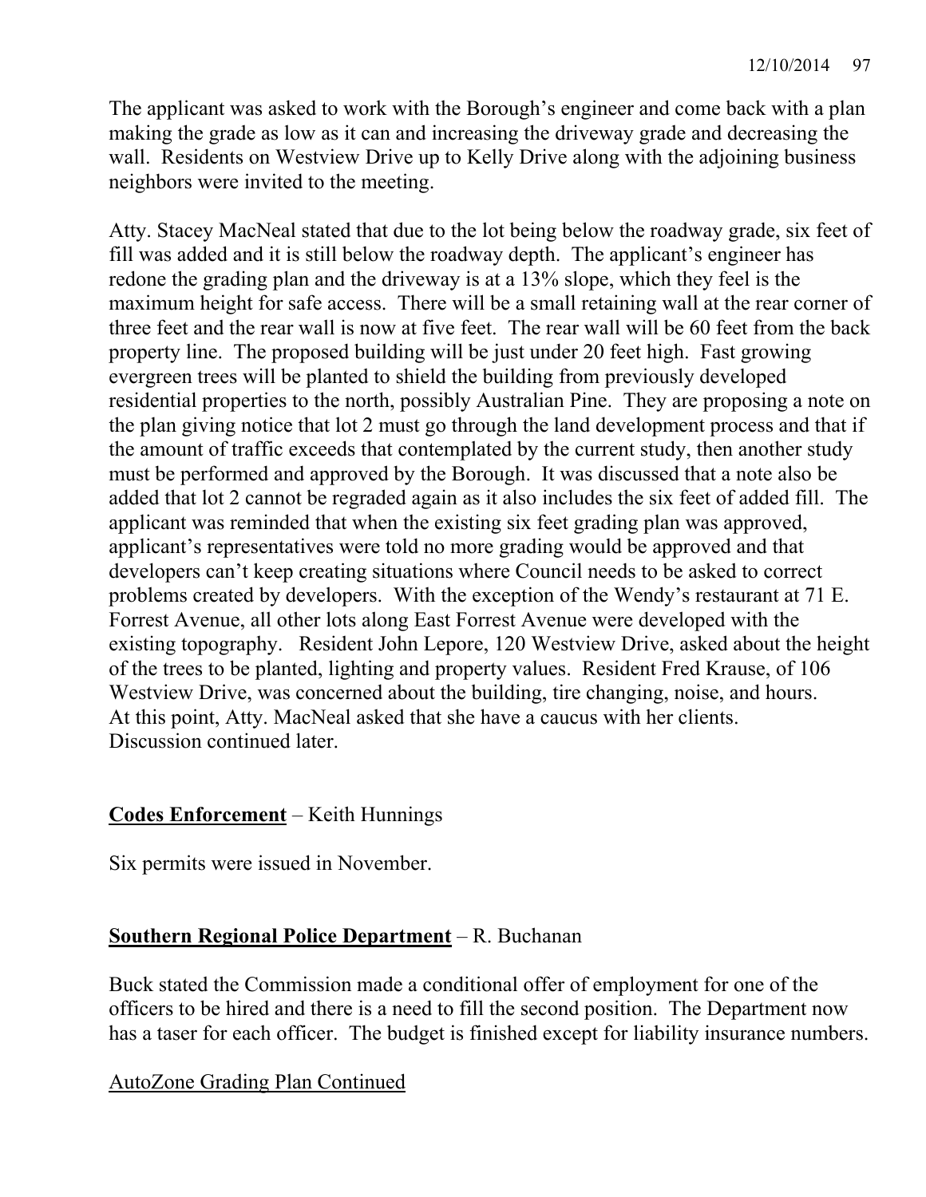The applicant was asked to work with the Borough's engineer and come back with a plan making the grade as low as it can and increasing the driveway grade and decreasing the wall. Residents on Westview Drive up to Kelly Drive along with the adjoining business neighbors were invited to the meeting.

Atty. Stacey MacNeal stated that due to the lot being below the roadway grade, six feet of fill was added and it is still below the roadway depth. The applicant's engineer has redone the grading plan and the driveway is at a 13% slope, which they feel is the maximum height for safe access. There will be a small retaining wall at the rear corner of three feet and the rear wall is now at five feet. The rear wall will be 60 feet from the back property line. The proposed building will be just under 20 feet high. Fast growing evergreen trees will be planted to shield the building from previously developed residential properties to the north, possibly Australian Pine. They are proposing a note on the plan giving notice that lot 2 must go through the land development process and that if the amount of traffic exceeds that contemplated by the current study, then another study must be performed and approved by the Borough. It was discussed that a note also be added that lot 2 cannot be regraded again as it also includes the six feet of added fill. The applicant was reminded that when the existing six feet grading plan was approved, applicant's representatives were told no more grading would be approved and that developers can't keep creating situations where Council needs to be asked to correct problems created by developers. With the exception of the Wendy's restaurant at 71 E. Forrest Avenue, all other lots along East Forrest Avenue were developed with the existing topography. Resident John Lepore, 120 Westview Drive, asked about the height of the trees to be planted, lighting and property values. Resident Fred Krause, of 106 Westview Drive, was concerned about the building, tire changing, noise, and hours. At this point, Atty. MacNeal asked that she have a caucus with her clients. Discussion continued later.

**Codes Enforcement** – Keith Hunnings

Six permits were issued in November.

**Southern Regional Police Department** – R. Buchanan

Buck stated the Commission made a conditional offer of employment for one of the officers to be hired and there is a need to fill the second position. The Department now has a taser for each officer. The budget is finished except for liability insurance numbers.

AutoZone Grading Plan Continued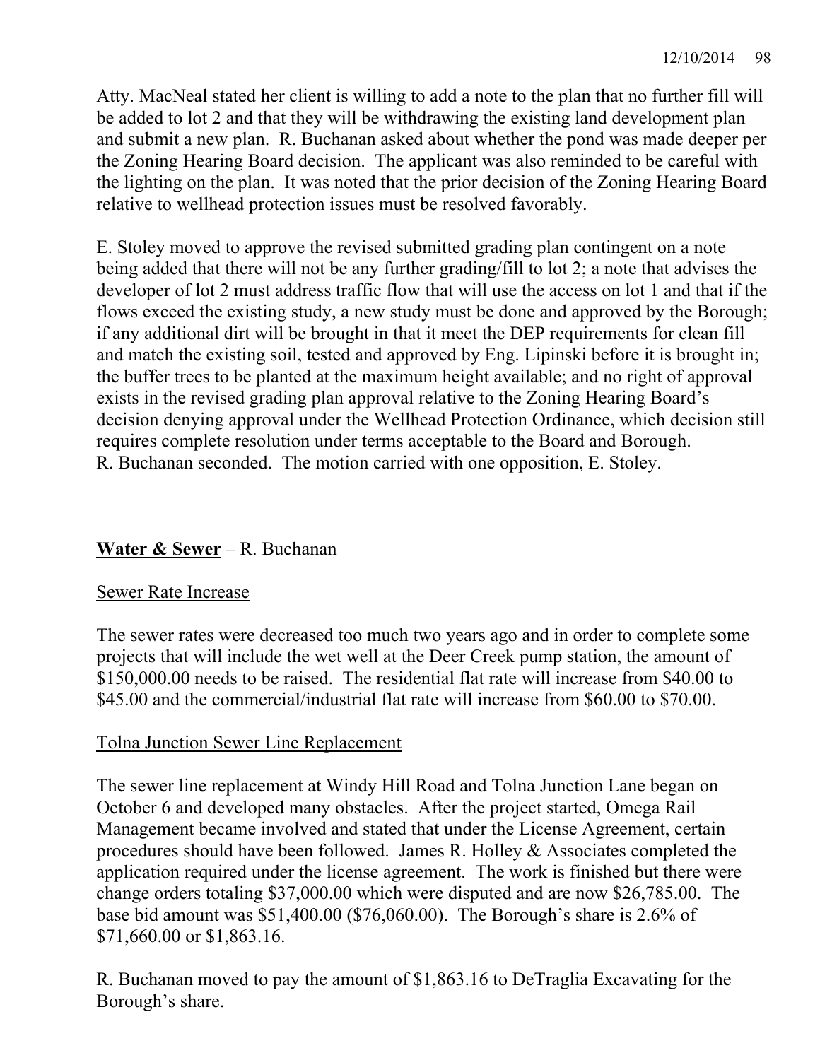Atty. MacNeal stated her client is willing to add a note to the plan that no further fill will be added to lot 2 and that they will be withdrawing the existing land development plan and submit a new plan. R. Buchanan asked about whether the pond was made deeper per the Zoning Hearing Board decision. The applicant was also reminded to be careful with the lighting on the plan. It was noted that the prior decision of the Zoning Hearing Board relative to wellhead protection issues must be resolved favorably.

E. Stoley moved to approve the revised submitted grading plan contingent on a note being added that there will not be any further grading/fill to lot 2; a note that advises the developer of lot 2 must address traffic flow that will use the access on lot 1 and that if the flows exceed the existing study, a new study must be done and approved by the Borough; if any additional dirt will be brought in that it meet the DEP requirements for clean fill and match the existing soil, tested and approved by Eng. Lipinski before it is brought in; the buffer trees to be planted at the maximum height available; and no right of approval exists in the revised grading plan approval relative to the Zoning Hearing Board's decision denying approval under the Wellhead Protection Ordinance, which decision still requires complete resolution under terms acceptable to the Board and Borough. R. Buchanan seconded. The motion carried with one opposition, E. Stoley.

**<u>Water & Sewer</u>** – R. Buchanan

<u>Sewer Rate Increase</u>

The sewer rates were decreased too much two years ago and in order to complete some projects that will include the wet well at the Deer Creek pump station, the amount of $150,000.00 needs to be raised. The residential flat rate will increase from $40.00 to $45.00 and the commercial/industrial flat rate will increase from $60.00 to $70.00.

<u>Tolna Junction Sewer Line Replacement</u>

The sewer line replacement at Windy Hill Road and Tolna Junction Lane began on October 6 and developed many obstacles. After the project started, Omega Rail Management became involved and stated that under the License Agreement, certain procedures should have been followed. James R. Holley & Associates completed the application required under the license agreement. The work is finished but there were change orders totaling $37,000.00 which were disputed and are now $26,785.00. The base bid amount was $51,400.00 ($76,060.00). The Borough's share is 2.6% of $71,660.00 or $1,863.16.

R. Buchanan moved to pay the amount of $1,863.16 to DeTraglia Excavating for the Borough's share.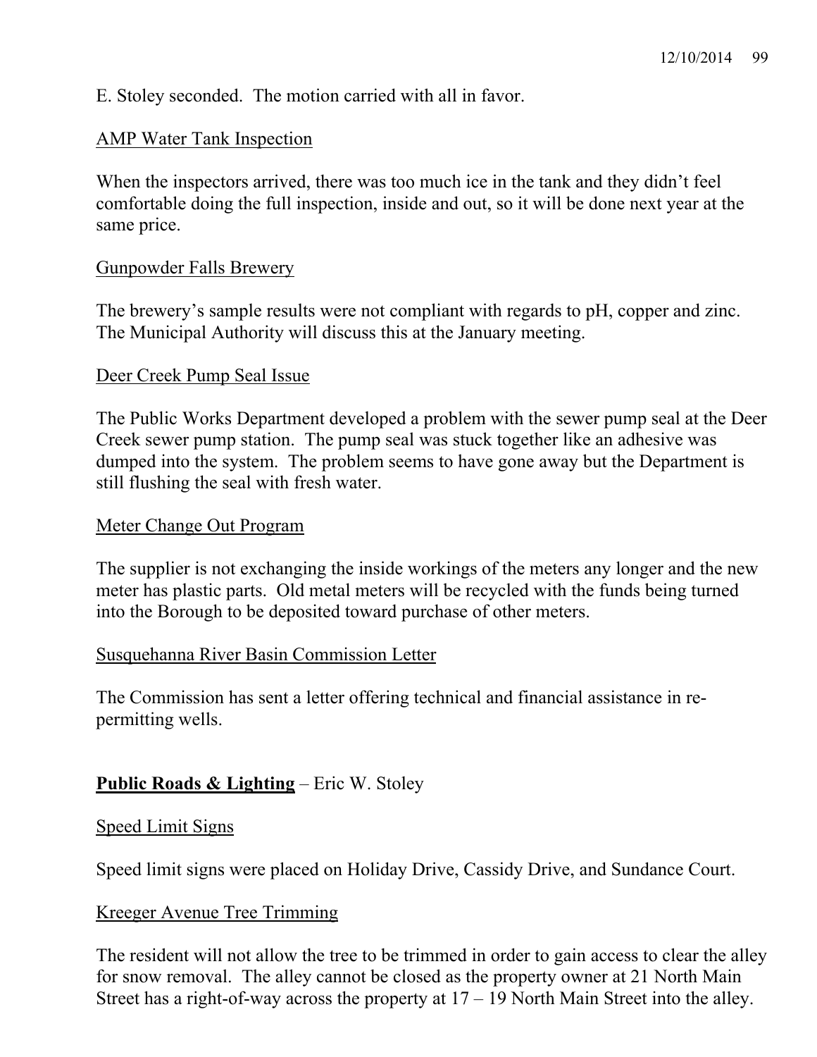E. Stoley seconded. The motion carried with all in favor.

<u>AMP Water Tank Inspection</u>

When the inspectors arrived, there was too much ice in the tank and they didn't feel comfortable doing the full inspection, inside and out, so it will be done next year at the same price.

<u>Gunpowder Falls Brewery</u>

The brewery's sample results were not compliant with regards to pH, copper and zinc. The Municipal Authority will discuss this at the January meeting.

<u>Deer Creek Pump Seal Issue</u>

The Public Works Department developed a problem with the sewer pump seal at the Deer Creek sewer pump station. The pump seal was stuck together like an adhesive was dumped into the system. The problem seems to have gone away but the Department is still flushing the seal with fresh water.

<u>Meter Change Out Program</u>

The supplier is not exchanging the inside workings of the meters any longer and the new meter has plastic parts. Old metal meters will be recycled with the funds being turned into the Borough to be deposited toward purchase of other meters.

<u>Susquehanna River Basin Commission Letter</u>

The Commission has sent a letter offering technical and financial assistance in re-permitting wells.

**<u>Public Roads & Lighting</u>** – Eric W. Stoley

<u>Speed Limit Signs</u>

Speed limit signs were placed on Holiday Drive, Cassidy Drive, and Sundance Court.

<u>Kreeger Avenue Tree Trimming</u>

The resident will not allow the tree to be trimmed in order to gain access to clear the alley for snow removal. The alley cannot be closed as the property owner at 21 North Main Street has a right-of-way across the property at 17 – 19 North Main Street into the alley.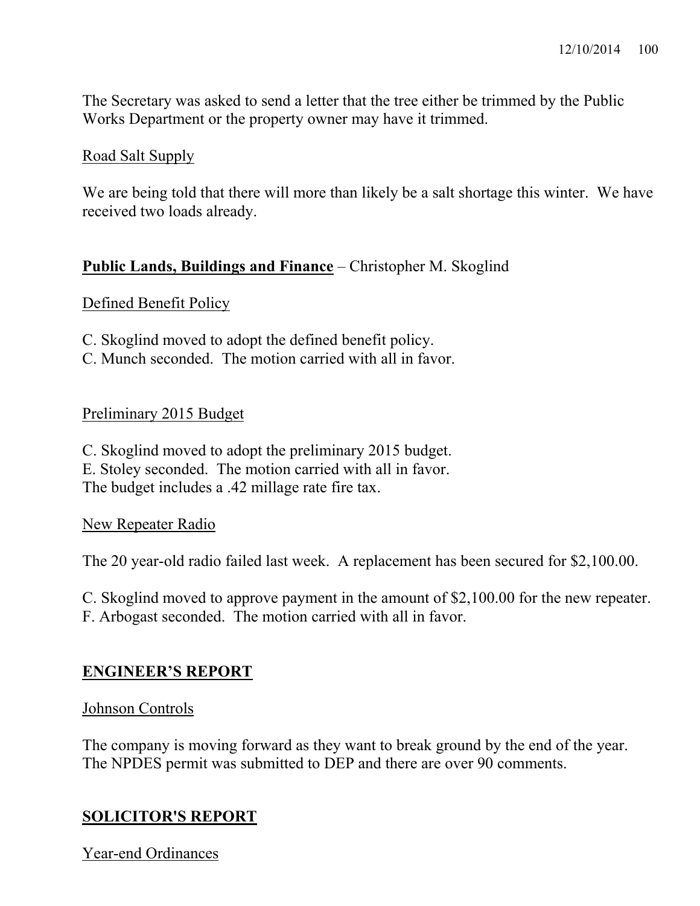The Secretary was asked to send a letter that the tree either be trimmed by the Public Works Department or the property owner may have it trimmed.

Road Salt Supply

We are being told that there will more than likely be a salt shortage this winter. We have received two loads already.

**Public Lands, Buildings and Finance** – Christopher M. Skoglind

Defined Benefit Policy

C. Skoglind moved to adopt the defined benefit policy.
C. Munch seconded. The motion carried with all in favor.

Preliminary 2015 Budget

C. Skoglind moved to adopt the preliminary 2015 budget.
E. Stoley seconded. The motion carried with all in favor.
The budget includes a .42 millage rate fire tax.

New Repeater Radio

The 20 year-old radio failed last week. A replacement has been secured for $2,100.00.

C. Skoglind moved to approve payment in the amount of $2,100.00 for the new repeater.
F. Arbogast seconded. The motion carried with all in favor.

## ENGINEER'S REPORT

Johnson Controls

The company is moving forward as they want to break ground by the end of the year. The NPDES permit was submitted to DEP and there are over 90 comments.

## SOLICITOR'S REPORT

Year-end Ordinances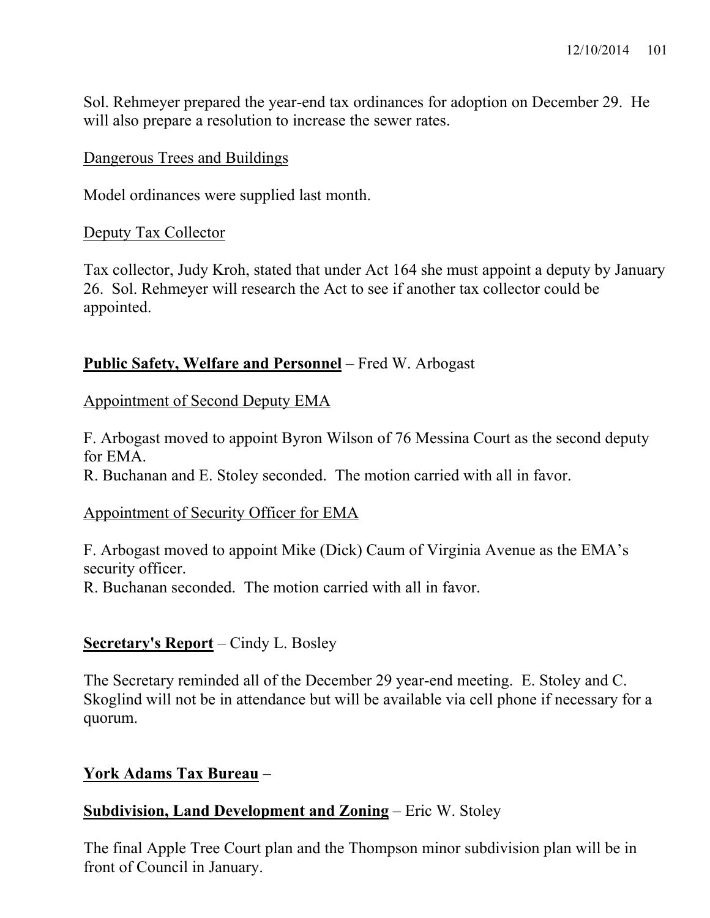Sol. Rehmeyer prepared the year-end tax ordinances for adoption on December 29. He will also prepare a resolution to increase the sewer rates.

<u>Dangerous Trees and Buildings</u>

Model ordinances were supplied last month.

<u>Deputy Tax Collector</u>

Tax collector, Judy Kroh, stated that under Act 164 she must appoint a deputy by January 26. Sol. Rehmeyer will research the Act to see if another tax collector could be appointed.

**<u>Public Safety, Welfare and Personnel</u>** – Fred W. Arbogast

<u>Appointment of Second Deputy EMA</u>

F. Arbogast moved to appoint Byron Wilson of 76 Messina Court as the second deputy for EMA.
R. Buchanan and E. Stoley seconded. The motion carried with all in favor.

<u>Appointment of Security Officer for EMA</u>

F. Arbogast moved to appoint Mike (Dick) Caum of Virginia Avenue as the EMA's security officer.
R. Buchanan seconded. The motion carried with all in favor.

**<u>Secretary's Report</u>** – Cindy L. Bosley

The Secretary reminded all of the December 29 year-end meeting. E. Stoley and C. Skoglind will not be in attendance but will be available via cell phone if necessary for a quorum.

**<u>York Adams Tax Bureau</u>** –

**<u>Subdivision, Land Development and Zoning</u>** – Eric W. Stoley

The final Apple Tree Court plan and the Thompson minor subdivision plan will be in front of Council in January.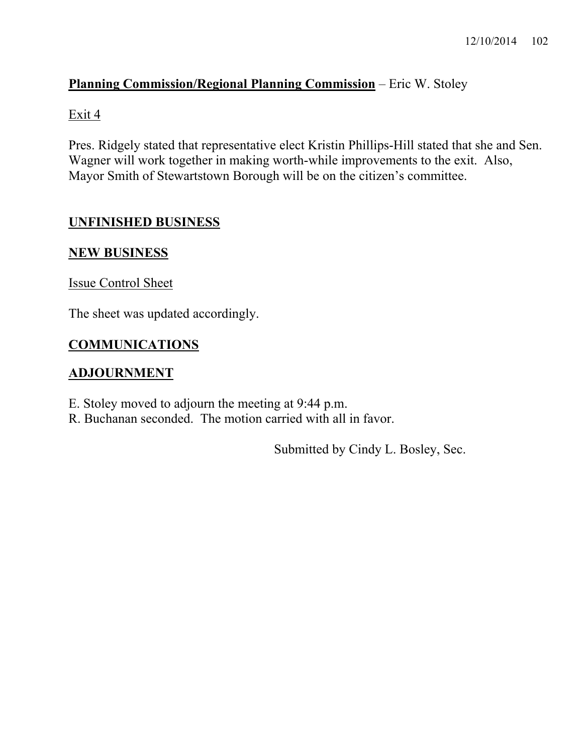**Planning Commission/Regional Planning Commission** – Eric W. Stoley

Exit 4

Pres. Ridgely stated that representative elect Kristin Phillips-Hill stated that she and Sen. Wagner will work together in making worth-while improvements to the exit. Also, Mayor Smith of Stewartstown Borough will be on the citizen's committee.

## UNFINISHED BUSINESS

## NEW BUSINESS

Issue Control Sheet

The sheet was updated accordingly.

## COMMUNICATIONS

## ADJOURNMENT

E. Stoley moved to adjourn the meeting at 9:44 p.m.
R. Buchanan seconded. The motion carried with all in favor.

Submitted by Cindy L. Bosley, Sec.